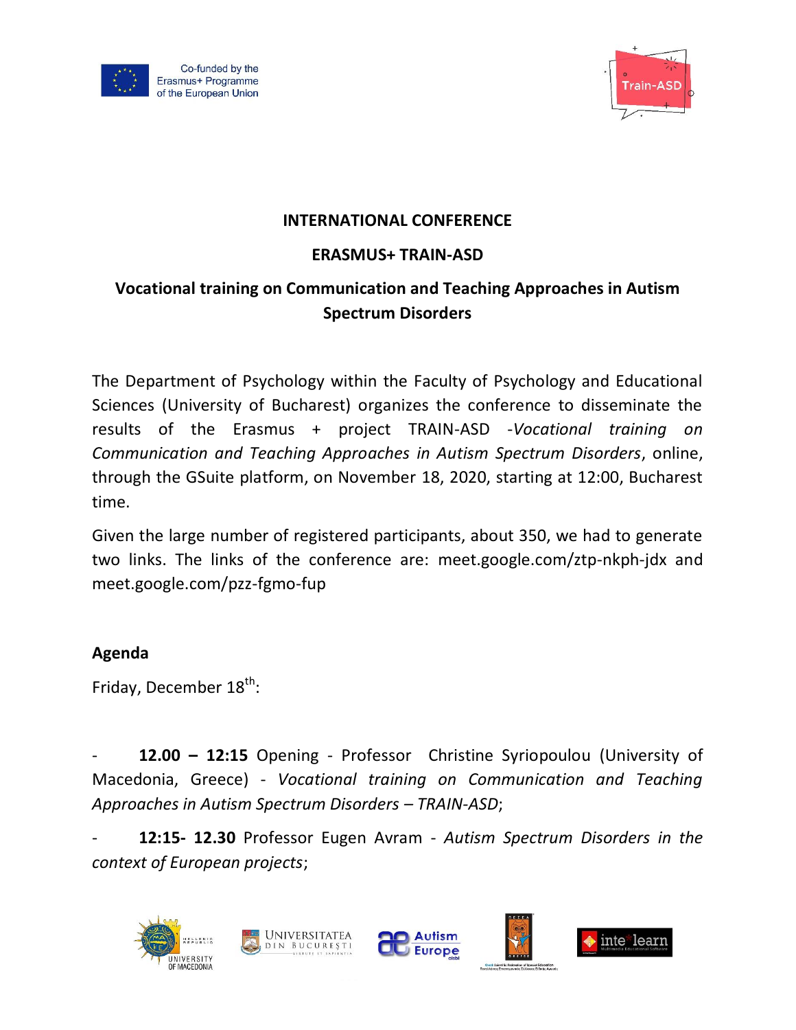Co-funded by the Erasmus+ Programme of the European Union

Train-ASD

# INTERNATIONAL CONFERENCE

## ERASMUS+ TRAIN-ASD

## Vocational training on Communication and Teaching Approaches in Autism Spectrum Disorders

The Department of Psychology within the Faculty of Psychology and Educational Sciences (University of Bucharest) organizes the conference to disseminate the results of the Erasmus + project TRAIN-ASD -*Vocational training on Communication and Teaching Approaches in Autism Spectrum Disorders*, online, through the GSuite platform, on November 18, 2020, starting at 12:00, Bucharest time.

Given the large number of registered participants, about 350, we had to generate two links. The links of the conference are: meet.google.com/ztp-nkph-jdx and meet.google.com/pzz-fgmo-fup

### Agenda

Friday, December 18th:

- **12.00 – 12:15** Opening - Professor Christine Syriopoulou (University of Macedonia, Greece) - *Vocational training on Communication and Teaching Approaches in Autism Spectrum Disorders – TRAIN-ASD*;
- **12:15- 12.30** Professor Eugen Avram - *Autism Spectrum Disorders in the context of European projects*;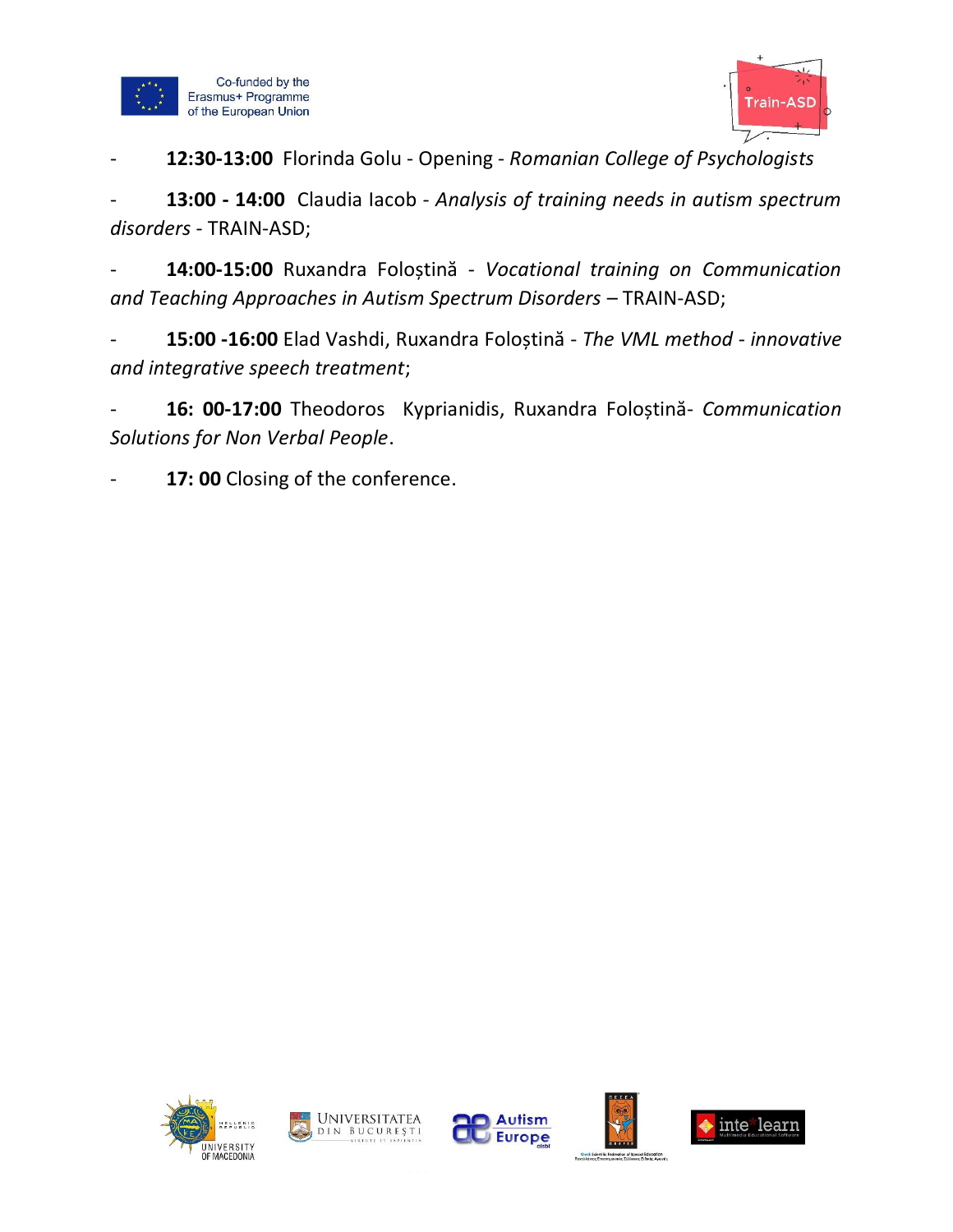- **12:30-13:00** Florinda Golu - Opening - *Romanian College of Psychologists*
- **13:00 - 14:00** Claudia Iacob - *Analysis of training needs in autism spectrum disorders* - TRAIN-ASD;
- **14:00-15:00** Ruxandra Foloștină - *Vocational training on Communication and Teaching Approaches in Autism Spectrum Disorders* – TRAIN-ASD;
- **15:00 -16:00** Elad Vashdi, Ruxandra Foloștină - *The VML method - innovative and integrative speech treatment*;
- **16: 00-17:00** Theodoros Kyprianidis, Ruxandra Foloștină- *Communication Solutions for Non Verbal People*.
- **17: 00** Closing of the conference.